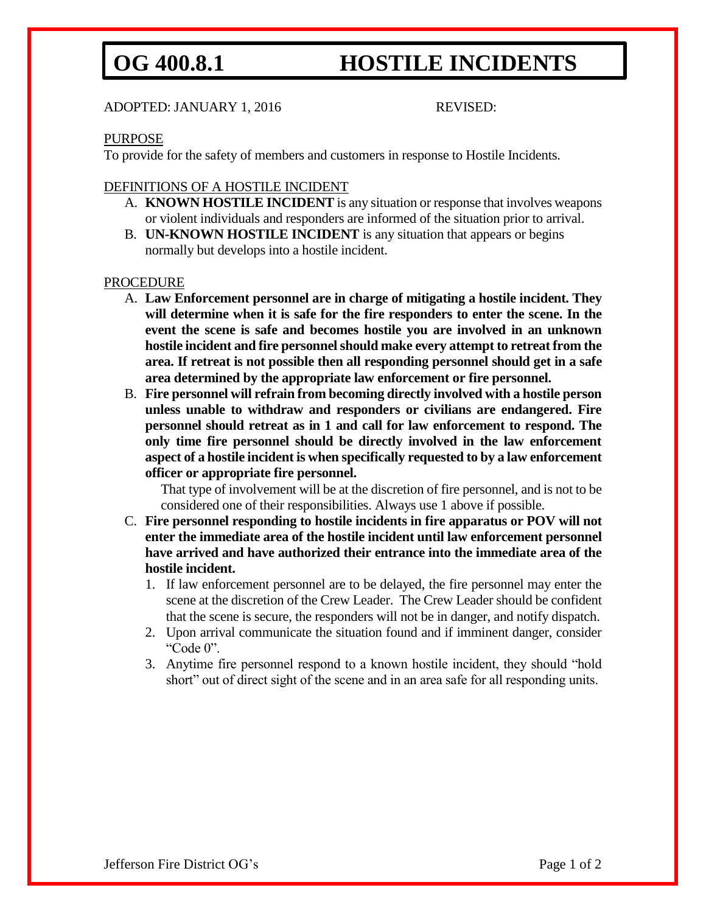# OG 400.8.1 HOSTILE INCIDENTS

ADOPTED: JANUARY 1, 2016 REVISED:

PURPOSE

To provide for the safety of members and customers in response to Hostile Incidents.

DEFINITIONS OF A HOSTILE INCIDENT

A. **KNOWN HOSTILE INCIDENT** is any situation or response that involves weapons or violent individuals and responders are informed of the situation prior to arrival.
B. **UN-KNOWN HOSTILE INCIDENT** is any situation that appears or begins normally but develops into a hostile incident.

PROCEDURE

A. **Law Enforcement personnel are in charge of mitigating a hostile incident. They will determine when it is safe for the fire responders to enter the scene. In the event the scene is safe and becomes hostile you are involved in an unknown hostile incident and fire personnel should make every attempt to retreat from the area. If retreat is not possible then all responding personnel should get in a safe area determined by the appropriate law enforcement or fire personnel.**
B. **Fire personnel will refrain from becoming directly involved with a hostile person unless unable to withdraw and responders or civilians are endangered. Fire personnel should retreat as in 1 and call for law enforcement to respond. The only time fire personnel should be directly involved in the law enforcement aspect of a hostile incident is when specifically requested to by a law enforcement officer or appropriate fire personnel.**

   That type of involvement will be at the discretion of fire personnel, and is not to be considered one of their responsibilities. Always use 1 above if possible.
C. **Fire personnel responding to hostile incidents in fire apparatus or POV will not enter the immediate area of the hostile incident until law enforcement personnel have arrived and have authorized their entrance into the immediate area of the hostile incident.**
   1. If law enforcement personnel are to be delayed, the fire personnel may enter the scene at the discretion of the Crew Leader. The Crew Leader should be confident that the scene is secure, the responders will not be in danger, and notify dispatch.
   2. Upon arrival communicate the situation found and if imminent danger, consider "Code 0".
   3. Anytime fire personnel respond to a known hostile incident, they should "hold short" out of direct sight of the scene and in an area safe for all responding units.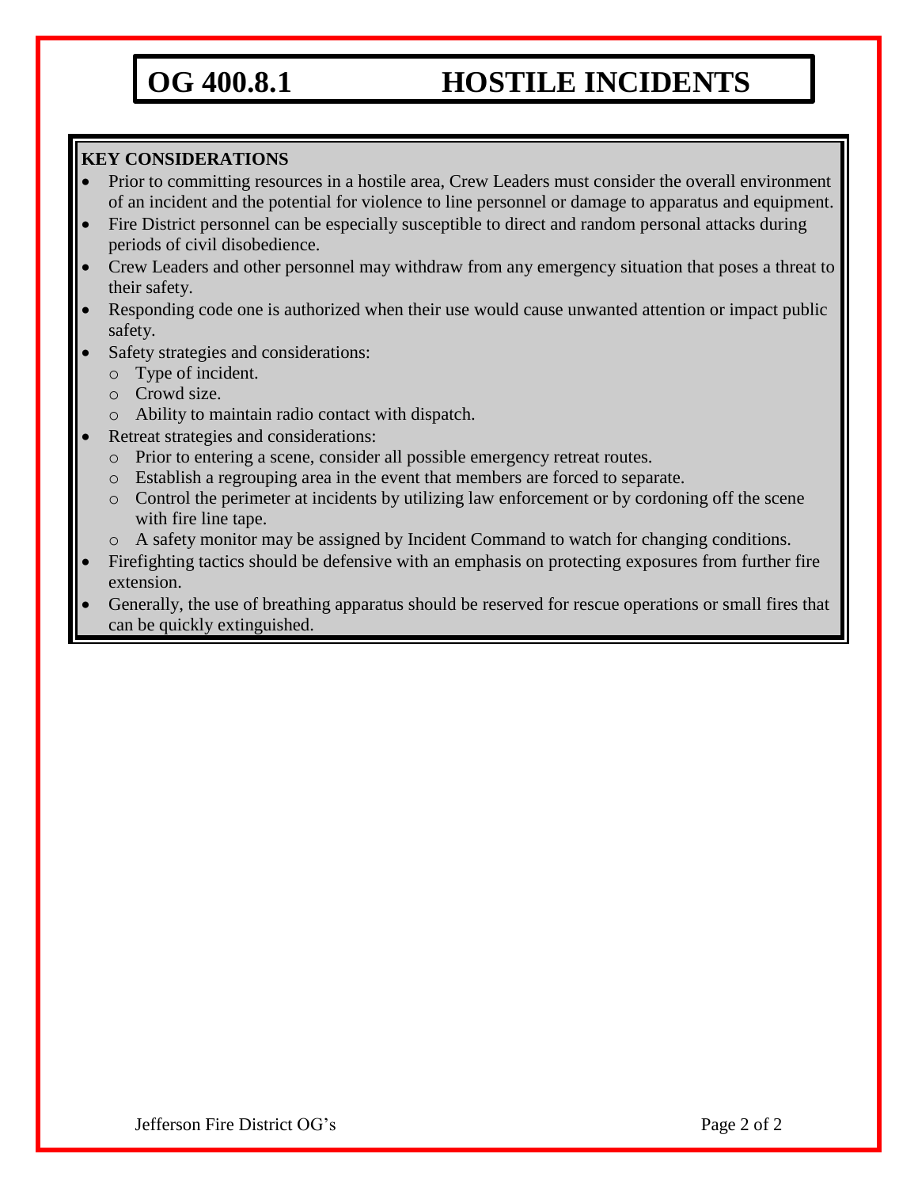# OG 400.8.1 HOSTILE INCIDENTS

**KEY CONSIDERATIONS**

- Prior to committing resources in a hostile area, Crew Leaders must consider the overall environment of an incident and the potential for violence to line personnel or damage to apparatus and equipment.
- Fire District personnel can be especially susceptible to direct and random personal attacks during periods of civil disobedience.
- Crew Leaders and other personnel may withdraw from any emergency situation that poses a threat to their safety.
- Responding code one is authorized when their use would cause unwanted attention or impact public safety.
- Safety strategies and considerations:
  - Type of incident.
  - Crowd size.
  - Ability to maintain radio contact with dispatch.
- Retreat strategies and considerations:
  - Prior to entering a scene, consider all possible emergency retreat routes.
  - Establish a regrouping area in the event that members are forced to separate.
  - Control the perimeter at incidents by utilizing law enforcement or by cordoning off the scene with fire line tape.
  - A safety monitor may be assigned by Incident Command to watch for changing conditions.
- Firefighting tactics should be defensive with an emphasis on protecting exposures from further fire extension.
- Generally, the use of breathing apparatus should be reserved for rescue operations or small fires that can be quickly extinguished.